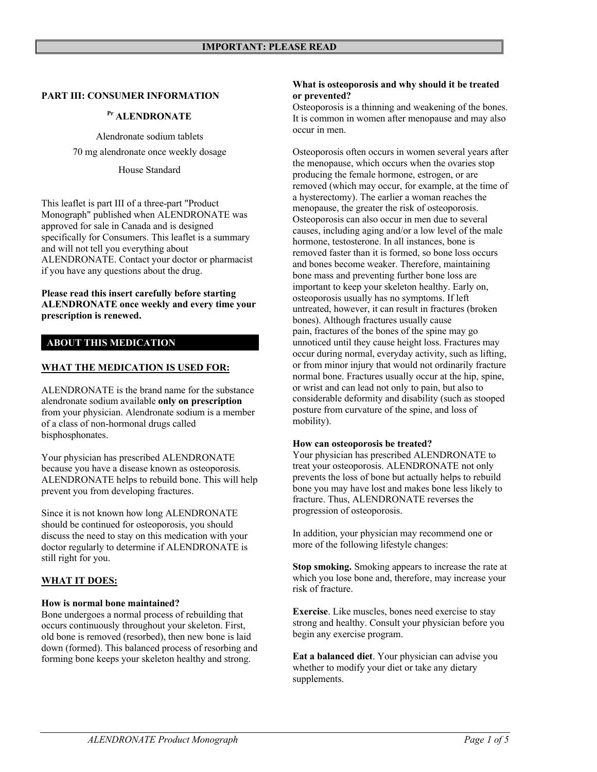**IMPORTANT: PLEASE READ**

## PART III: CONSUMER INFORMATION

### Pr ALENDRONATE

Alendronate sodium tablets

70 mg alendronate once weekly dosage

House Standard

This leaflet is part III of a three-part "Product Monograph" published when ALENDRONATE was approved for sale in Canada and is designed specifically for Consumers. This leaflet is a summary and will not tell you everything about ALENDRONATE. Contact your doctor or pharmacist if you have any questions about the drug.

**Please read this insert carefully before starting ALENDRONATE once weekly and every time your prescription is renewed.**

## ABOUT THIS MEDICATION

### WHAT THE MEDICATION IS USED FOR:

ALENDRONATE is the brand name for the substance alendronate sodium available **only on prescription** from your physician. Alendronate sodium is a member of a class of non-hormonal drugs called bisphosphonates.

Your physician has prescribed ALENDRONATE because you have a disease known as osteoporosis. ALENDRONATE helps to rebuild bone. This will help prevent you from developing fractures.

Since it is not known how long ALENDRONATE should be continued for osteoporosis, you should discuss the need to stay on this medication with your doctor regularly to determine if ALENDRONATE is still right for you.

### WHAT IT DOES:

**How is normal bone maintained?**
Bone undergoes a normal process of rebuilding that occurs continuously throughout your skeleton. First, old bone is removed (resorbed), then new bone is laid down (formed). This balanced process of resorbing and forming bone keeps your skeleton healthy and strong.

**What is osteoporosis and why should it be treated or prevented?**
Osteoporosis is a thinning and weakening of the bones. It is common in women after menopause and may also occur in men.

Osteoporosis often occurs in women several years after the menopause, which occurs when the ovaries stop producing the female hormone, estrogen, or are removed (which may occur, for example, at the time of a hysterectomy). The earlier a woman reaches the menopause, the greater the risk of osteoporosis. Osteoporosis can also occur in men due to several causes, including aging and/or a low level of the male hormone, testosterone. In all instances, bone is removed faster than it is formed, so bone loss occurs and bones become weaker. Therefore, maintaining bone mass and preventing further bone loss are important to keep your skeleton healthy. Early on, osteoporosis usually has no symptoms. If left untreated, however, it can result in fractures (broken bones). Although fractures usually cause pain, fractures of the bones of the spine may go unnoticed until they cause height loss. Fractures may occur during normal, everyday activity, such as lifting, or from minor injury that would not ordinarily fracture normal bone. Fractures usually occur at the hip, spine, or wrist and can lead not only to pain, but also to considerable deformity and disability (such as stooped posture from curvature of the spine, and loss of mobility).

**How can osteoporosis be treated?**
Your physician has prescribed ALENDRONATE to treat your osteoporosis. ALENDRONATE not only prevents the loss of bone but actually helps to rebuild bone you may have lost and makes bone less likely to fracture. Thus, ALENDRONATE reverses the progression of osteoporosis.

In addition, your physician may recommend one or more of the following lifestyle changes:

**Stop smoking.** Smoking appears to increase the rate at which you lose bone and, therefore, may increase your risk of fracture.

**Exercise**. Like muscles, bones need exercise to stay strong and healthy. Consult your physician before you begin any exercise program.

**Eat a balanced diet**. Your physician can advise you whether to modify your diet or take any dietary supplements.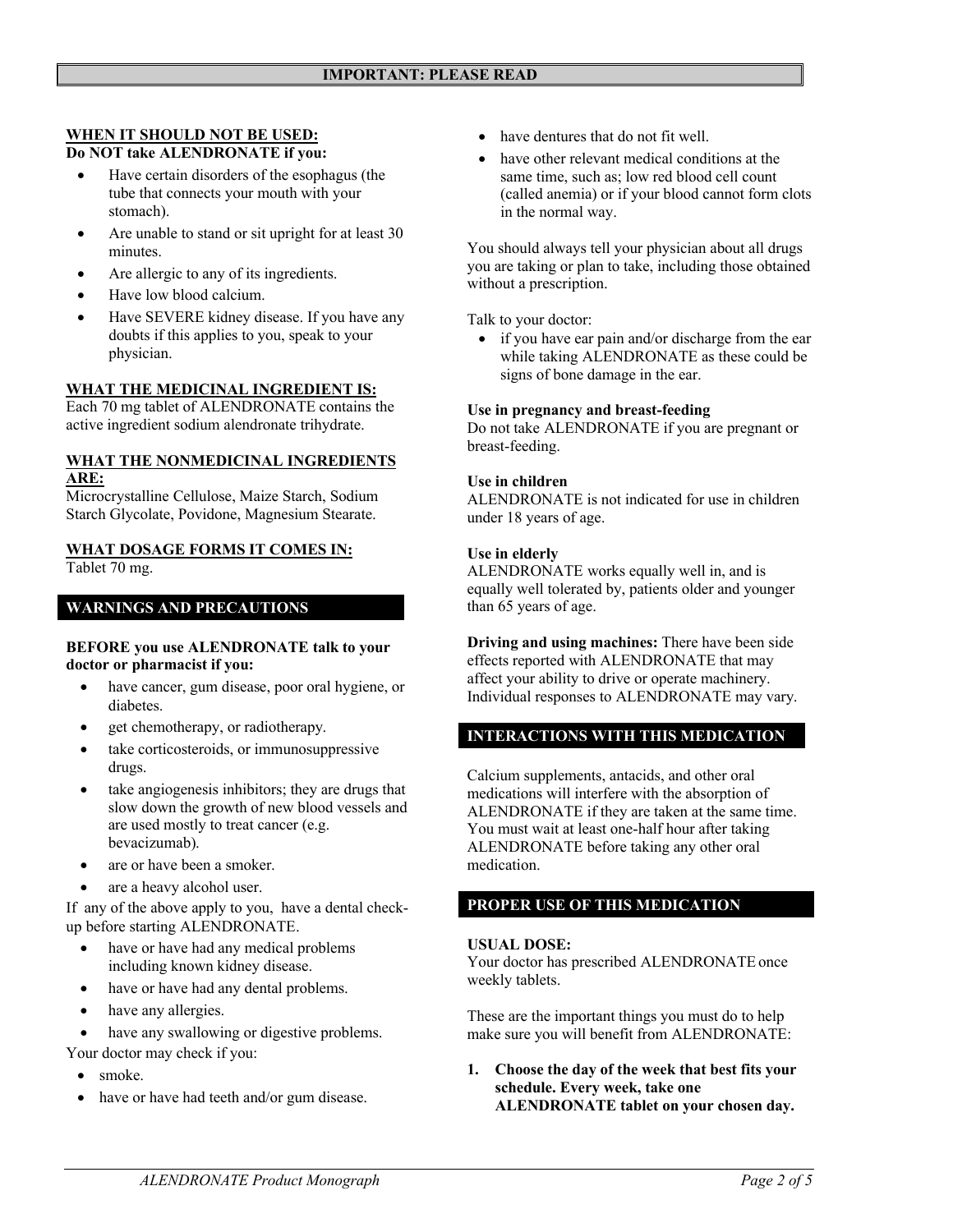**IMPORTANT: PLEASE READ**

**WHEN IT SHOULD NOT BE USED:**

**Do NOT take ALENDRONATE if you:**

- Have certain disorders of the esophagus (the tube that connects your mouth with your stomach).
- Are unable to stand or sit upright for at least 30 minutes.
- Are allergic to any of its ingredients.
- Have low blood calcium.
- Have SEVERE kidney disease. If you have any doubts if this applies to you, speak to your physician.

**WHAT THE MEDICINAL INGREDIENT IS:**

Each 70 mg tablet of ALENDRONATE contains the active ingredient sodium alendronate trihydrate.

**WHAT THE NONMEDICINAL INGREDIENTS ARE:**

Microcrystalline Cellulose, Maize Starch, Sodium Starch Glycolate, Povidone, Magnesium Stearate.

**WHAT DOSAGE FORMS IT COMES IN:**

Tablet 70 mg.

## WARNINGS AND PRECAUTIONS

**BEFORE you use ALENDRONATE talk to your doctor or pharmacist if you:**

- have cancer, gum disease, poor oral hygiene, or diabetes.
- get chemotherapy, or radiotherapy.
- take corticosteroids, or immunosuppressive drugs.
- take angiogenesis inhibitors; they are drugs that slow down the growth of new blood vessels and are used mostly to treat cancer (e.g. bevacizumab).
- are or have been a smoker.
- are a heavy alcohol user.

If any of the above apply to you, have a dental check-up before starting ALENDRONATE.

- have or have had any medical problems including known kidney disease.
- have or have had any dental problems.
- have any allergies.
- have any swallowing or digestive problems.

Your doctor may check if you:

- smoke.
- have or have had teeth and/or gum disease.
- have dentures that do not fit well.
- have other relevant medical conditions at the same time, such as; low red blood cell count (called anemia) or if your blood cannot form clots in the normal way.

You should always tell your physician about all drugs you are taking or plan to take, including those obtained without a prescription.

Talk to your doctor:

- if you have ear pain and/or discharge from the ear while taking ALENDRONATE as these could be signs of bone damage in the ear.

**Use in pregnancy and breast-feeding**

Do not take ALENDRONATE if you are pregnant or breast-feeding.

**Use in children**

ALENDRONATE is not indicated for use in children under 18 years of age.

**Use in elderly**

ALENDRONATE works equally well in, and is equally well tolerated by, patients older and younger than 65 years of age.

**Driving and using machines:** There have been side effects reported with ALENDRONATE that may affect your ability to drive or operate machinery. Individual responses to ALENDRONATE may vary.

## INTERACTIONS WITH THIS MEDICATION

Calcium supplements, antacids, and other oral medications will interfere with the absorption of ALENDRONATE if they are taken at the same time. You must wait at least one-half hour after taking ALENDRONATE before taking any other oral medication.

## PROPER USE OF THIS MEDICATION

**USUAL DOSE:**

Your doctor has prescribed ALENDRONATE once weekly tablets.

These are the important things you must do to help make sure you will benefit from ALENDRONATE:

1. **Choose the day of the week that best fits your schedule. Every week, take one ALENDRONATE tablet on your chosen day.**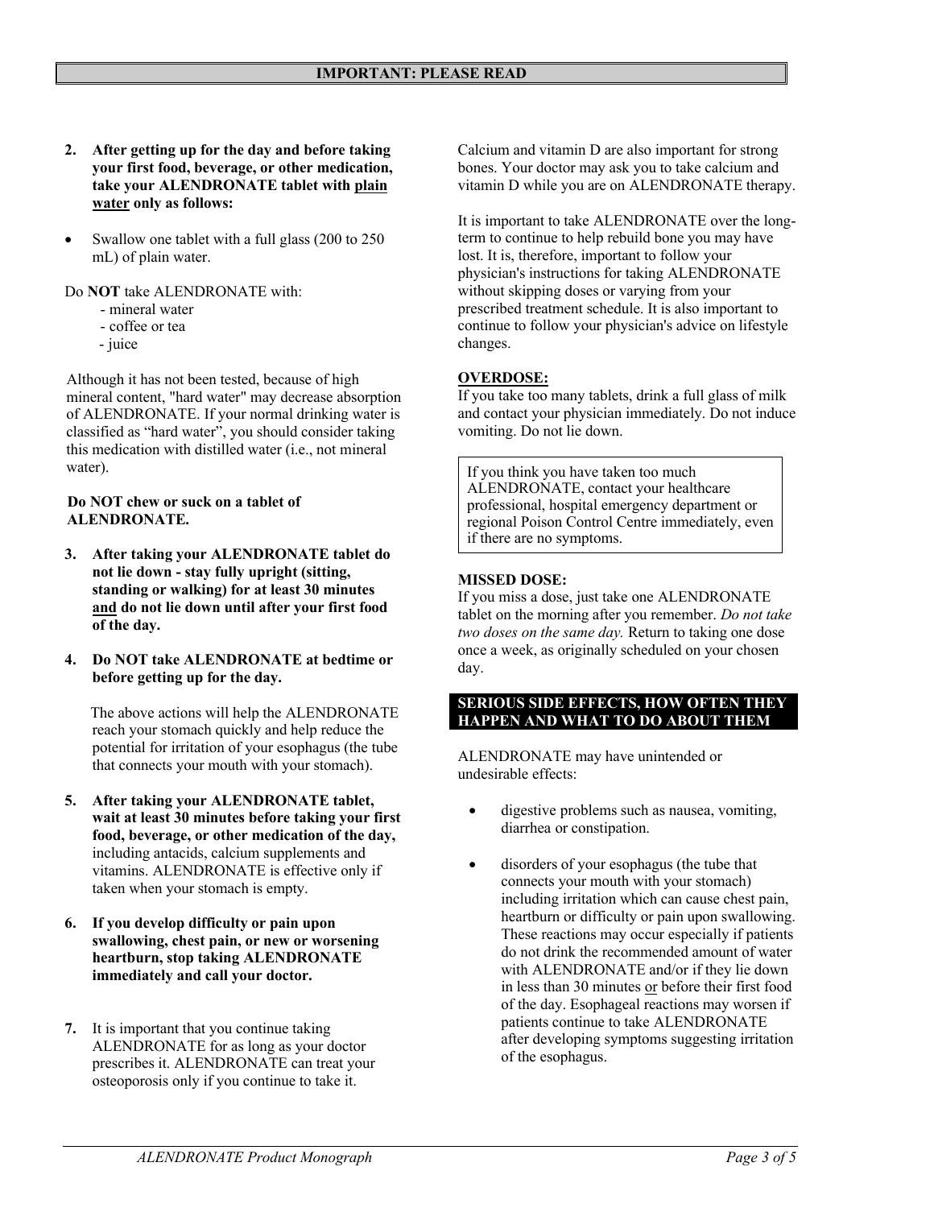2. **After getting up for the day and before taking your first food, beverage, or other medication, take your ALENDRONATE tablet with <u>plain water</u> only as follows:**

- Swallow one tablet with a full glass (200 to 250 mL) of plain water.

Do **NOT** take ALENDRONATE with:

- mineral water
- coffee or tea
- juice

Although it has not been tested, because of high mineral content, "hard water" may decrease absorption of ALENDRONATE. If your normal drinking water is classified as "hard water", you should consider taking this medication with distilled water (i.e., not mineral water).

**Do NOT chew or suck on a tablet of ALENDRONATE.**

3. **After taking your ALENDRONATE tablet do not lie down - stay fully upright (sitting, standing or walking) for at least 30 minutes <u>and</u> do not lie down until after your first food of the day.**

4. **Do NOT take ALENDRONATE at bedtime or before getting up for the day.**

   The above actions will help the ALENDRONATE reach your stomach quickly and help reduce the potential for irritation of your esophagus (the tube that connects your mouth with your stomach).

5. **After taking your ALENDRONATE tablet, wait at least 30 minutes before taking your first food, beverage, or other medication of the day,** including antacids, calcium supplements and vitamins. ALENDRONATE is effective only if taken when your stomach is empty.

6. **If you develop difficulty or pain upon swallowing, chest pain, or new or worsening heartburn, stop taking ALENDRONATE immediately and call your doctor.**

7. It is important that you continue taking ALENDRONATE for as long as your doctor prescribes it. ALENDRONATE can treat your osteoporosis only if you continue to take it.

Calcium and vitamin D are also important for strong bones. Your doctor may ask you to take calcium and vitamin D while you are on ALENDRONATE therapy.

It is important to take ALENDRONATE over the long-term to continue to help rebuild bone you may have lost. It is, therefore, important to follow your physician's instructions for taking ALENDRONATE without skipping doses or varying from your prescribed treatment schedule. It is also important to continue to follow your physician's advice on lifestyle changes.

**<u>OVERDOSE:</u>**

If you take too many tablets, drink a full glass of milk and contact your physician immediately. Do not induce vomiting. Do not lie down.

| If you think you have taken too much ALENDRONATE, contact your healthcare professional, hospital emergency department or regional Poison Control Centre immediately, even if there are no symptoms. |
|---|

**MISSED DOSE:**

If you miss a dose, just take one ALENDRONATE tablet on the morning after you remember. *Do not take two doses on the same day.* Return to taking one dose once a week, as originally scheduled on your chosen day.

**SERIOUS SIDE EFFECTS, HOW OFTEN THEY HAPPEN AND WHAT TO DO ABOUT THEM**

ALENDRONATE may have unintended or undesirable effects:

- digestive problems such as nausea, vomiting, diarrhea or constipation.
- disorders of your esophagus (the tube that connects your mouth with your stomach) including irritation which can cause chest pain, heartburn or difficulty or pain upon swallowing. These reactions may occur especially if patients do not drink the recommended amount of water with ALENDRONATE and/or if they lie down in less than 30 minutes <u>or</u> before their first food of the day. Esophageal reactions may worsen if patients continue to take ALENDRONATE after developing symptoms suggesting irritation of the esophagus.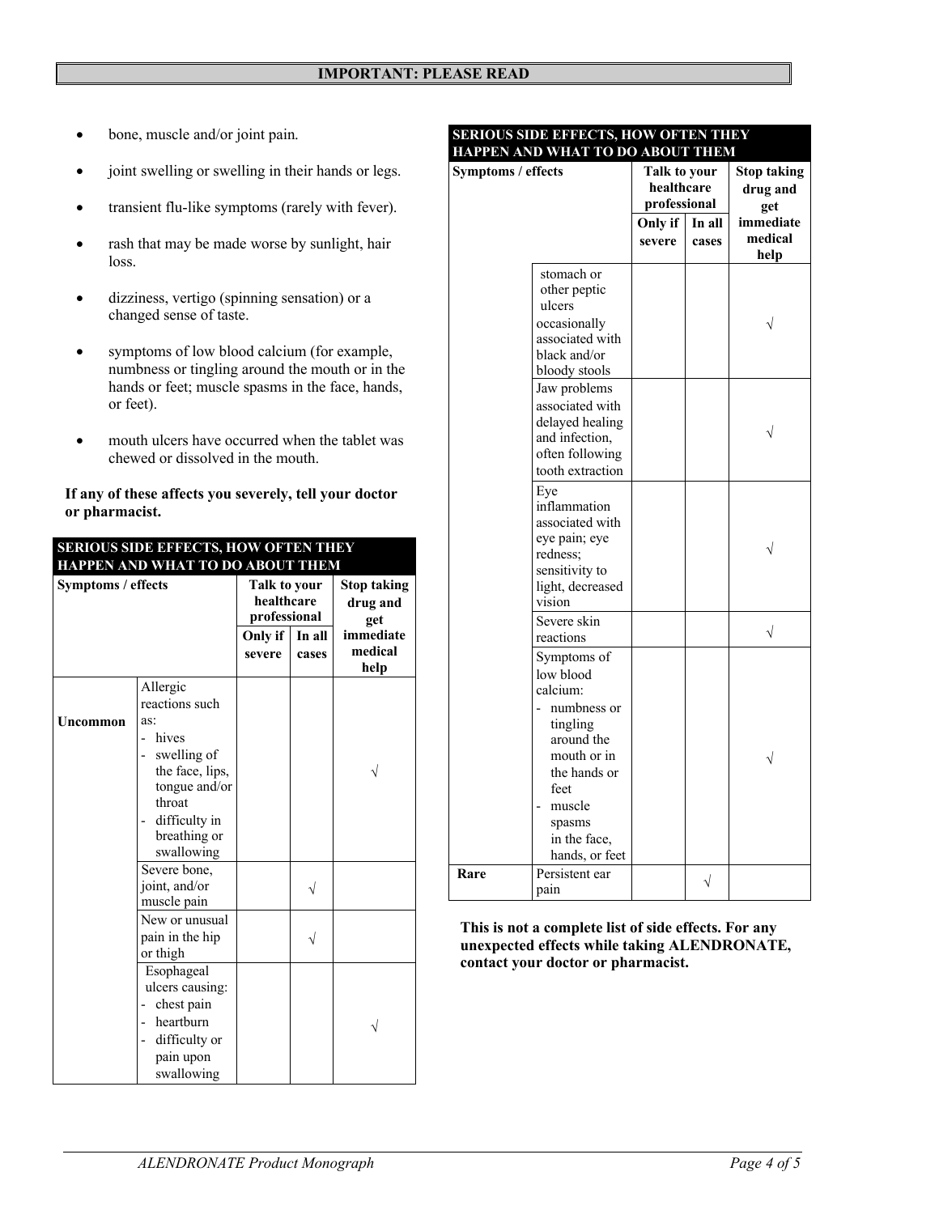- bone, muscle and/or joint pain.
- joint swelling or swelling in their hands or legs.
- transient flu-like symptoms (rarely with fever).
- rash that may be made worse by sunlight, hair loss.
- dizziness, vertigo (spinning sensation) or a changed sense of taste.
- symptoms of low blood calcium (for example, numbness or tingling around the mouth or in the hands or feet; muscle spasms in the face, hands, or feet).
- mouth ulcers have occurred when the tablet was chewed or dissolved in the mouth.

**If any of these affects you severely, tell your doctor or pharmacist.**

**SERIOUS SIDE EFFECTS, HOW OFTEN THEY HAPPEN AND WHAT TO DO ABOUT THEM**

| Symptoms / effects | | Talk to your healthcare professional | | Stop taking drug and get immediate medical help |
|---|---|---|---|---|
| | | Only if severe | In all cases | |
| Uncommon | Allergic reactions such as: - hives - swelling of the face, lips, tongue and/or throat - difficulty in breathing or swallowing | | | √ |
| | Severe bone, joint, and/or muscle pain | | √ | |
| | New or unusual pain in the hip or thigh | | √ | |
| | Esophageal ulcers causing: - chest pain - heartburn - difficulty or pain upon swallowing | | | √ |
| | stomach or other peptic ulcers occasionally associated with black and/or bloody stools | | | √ |
| | Jaw problems associated with delayed healing and infection, often following tooth extraction | | | √ |
| | Eye inflammation associated with eye pain; eye redness; sensitivity to light, decreased vision | | | √ |
| | Severe skin reactions | | | √ |
| | Symptoms of low blood calcium: - numbness or tingling around the mouth or in the hands or feet - muscle spasms in the face, hands, or feet | | | √ |
| Rare | Persistent ear pain | | √ | |

**This is not a complete list of side effects. For any unexpected effects while taking ALENDRONATE, contact your doctor or pharmacist.**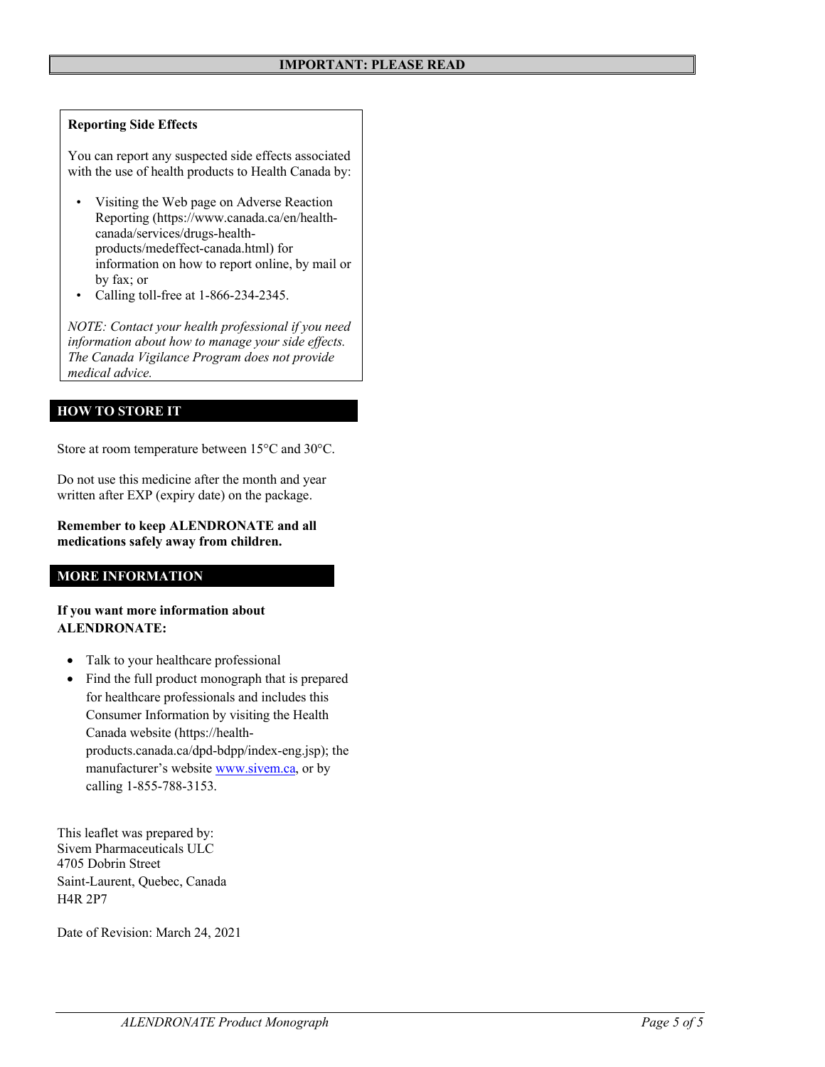**IMPORTANT: PLEASE READ**

**Reporting Side Effects**

You can report any suspected side effects associated with the use of health products to Health Canada by:

- Visiting the Web page on Adverse Reaction Reporting (https://www.canada.ca/en/health-canada/services/drugs-health-products/medeffect-canada.html) for information on how to report online, by mail or by fax; or
- Calling toll-free at 1-866-234-2345.

*NOTE: Contact your health professional if you need information about how to manage your side effects. The Canada Vigilance Program does not provide medical advice.*

## HOW TO STORE IT

Store at room temperature between 15°C and 30°C.

Do not use this medicine after the month and year written after EXP (expiry date) on the package.

**Remember to keep ALENDRONATE and all medications safely away from children.**

## MORE INFORMATION

**If you want more information about ALENDRONATE:**

- Talk to your healthcare professional
- Find the full product monograph that is prepared for healthcare professionals and includes this Consumer Information by visiting the Health Canada website (https://health-products.canada.ca/dpd-bdpp/index-eng.jsp); the manufacturer's website www.sivem.ca, or by calling 1-855-788-3153.

This leaflet was prepared by:
Sivem Pharmaceuticals ULC
4705 Dobrin Street
Saint-Laurent, Quebec, Canada
H4R 2P7

Date of Revision: March 24, 2021